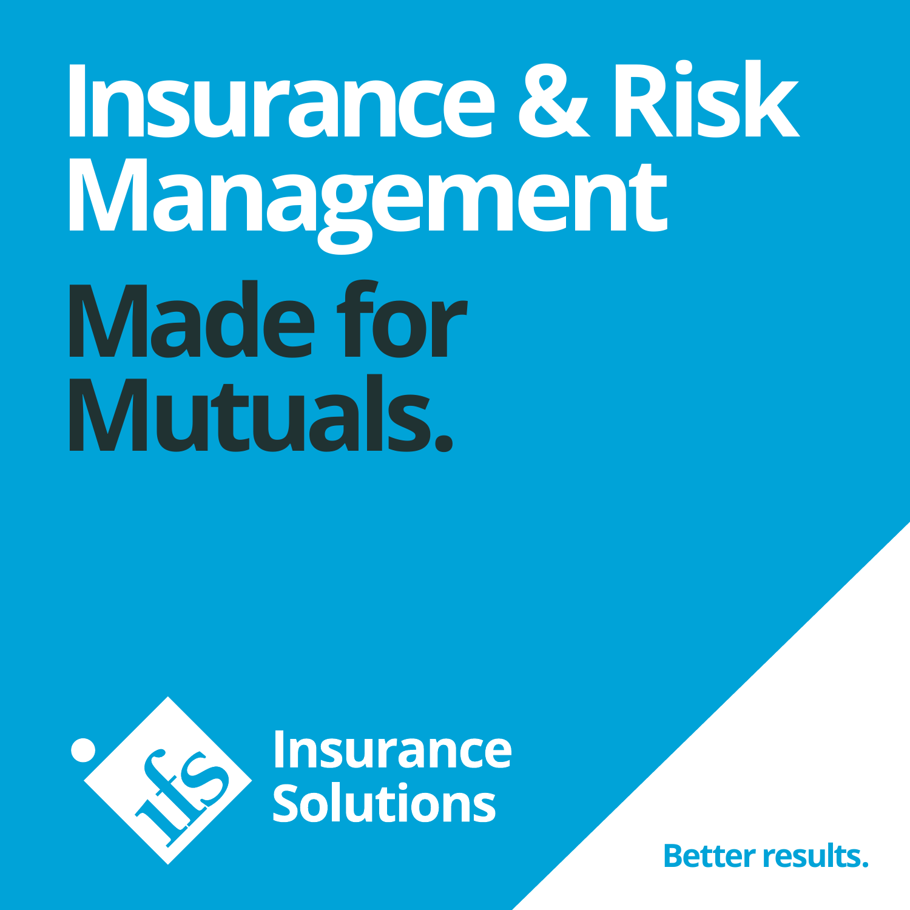# Insurance & Risk Management

## Made for Mutuals.

ifs Insurance Solutions

Better results.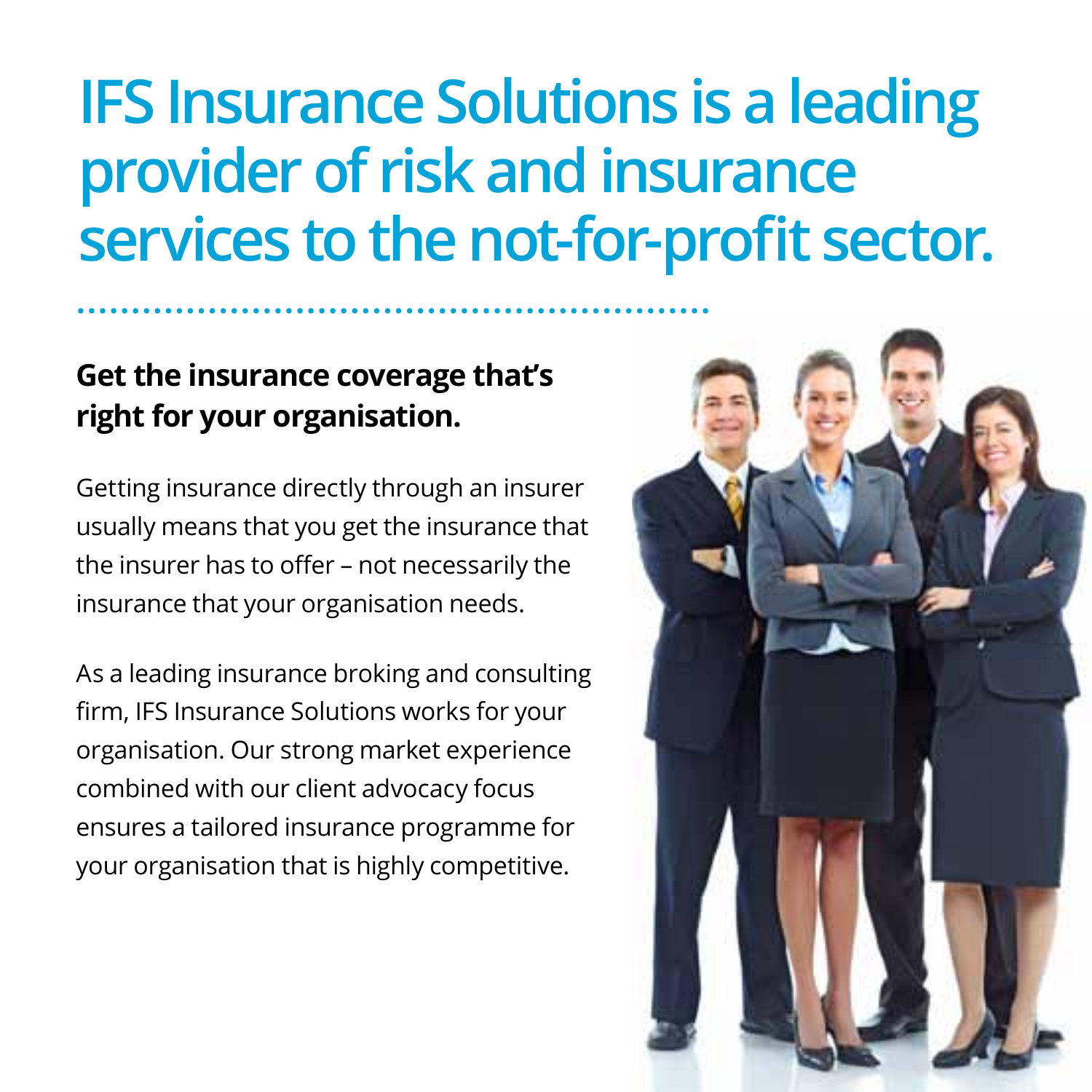# IFS Insurance Solutions is a leading provider of risk and insurance services to the not-for-profit sector.

## Get the insurance coverage that's right for your organisation.

Getting insurance directly through an insurer usually means that you get the insurance that the insurer has to offer – not necessarily the insurance that your organisation needs.

As a leading insurance broking and consulting firm, IFS Insurance Solutions works for your organisation. Our strong market experience combined with our client advocacy focus ensures a tailored insurance programme for your organisation that is highly competitive.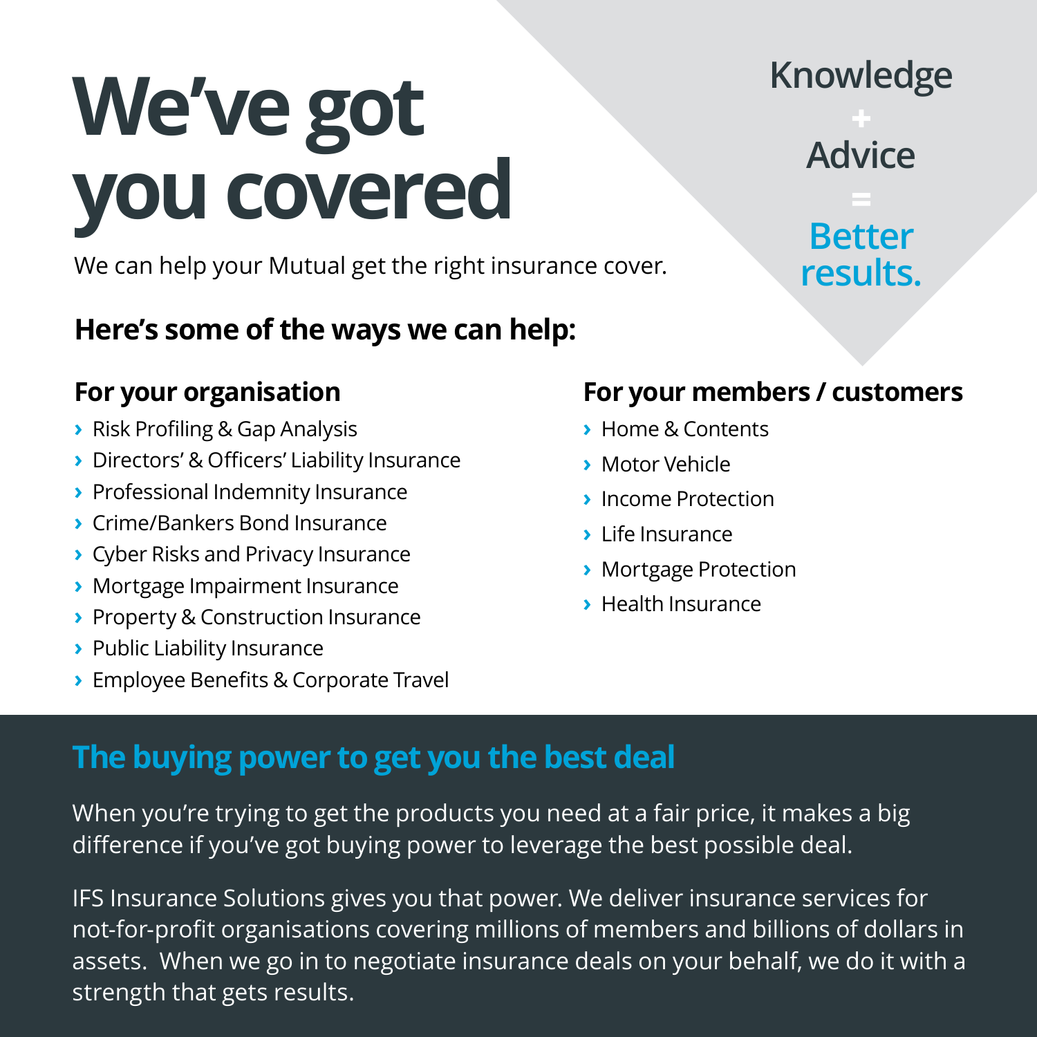# We've got you covered

We can help your Mutual get the right insurance cover.

Knowledge
+
Advice
=
**Better results.**

## Here's some of the ways we can help:

### For your organisation

- Risk Profiling & Gap Analysis
- Directors' & Officers' Liability Insurance
- Professional Indemnity Insurance
- Crime/Bankers Bond Insurance
- Cyber Risks and Privacy Insurance
- Mortgage Impairment Insurance
- Property & Construction Insurance
- Public Liability Insurance
- Employee Benefits & Corporate Travel

### For your members / customers

- Home & Contents
- Motor Vehicle
- Income Protection
- Life Insurance
- Mortgage Protection
- Health Insurance

## The buying power to get you the best deal

When you're trying to get the products you need at a fair price, it makes a big difference if you've got buying power to leverage the best possible deal.

IFS Insurance Solutions gives you that power. We deliver insurance services for not-for-profit organisations covering millions of members and billions of dollars in assets. When we go in to negotiate insurance deals on your behalf, we do it with a strength that gets results.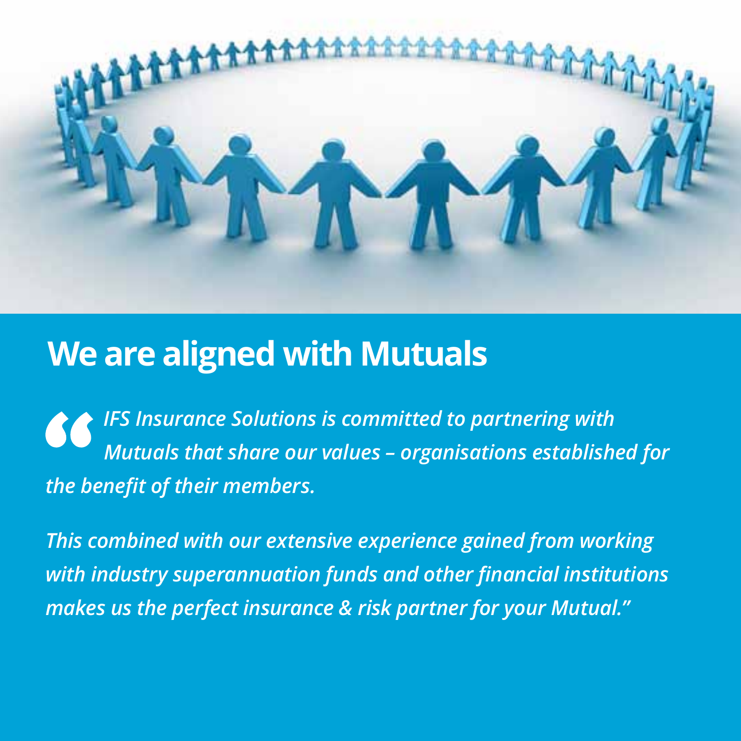# We are aligned with Mutuals

*"IFS Insurance Solutions is committed to partnering with Mutuals that share our values – organisations established for the benefit of their members.*

*This combined with our extensive experience gained from working with industry superannuation funds and other financial institutions makes us the perfect insurance & risk partner for your Mutual."*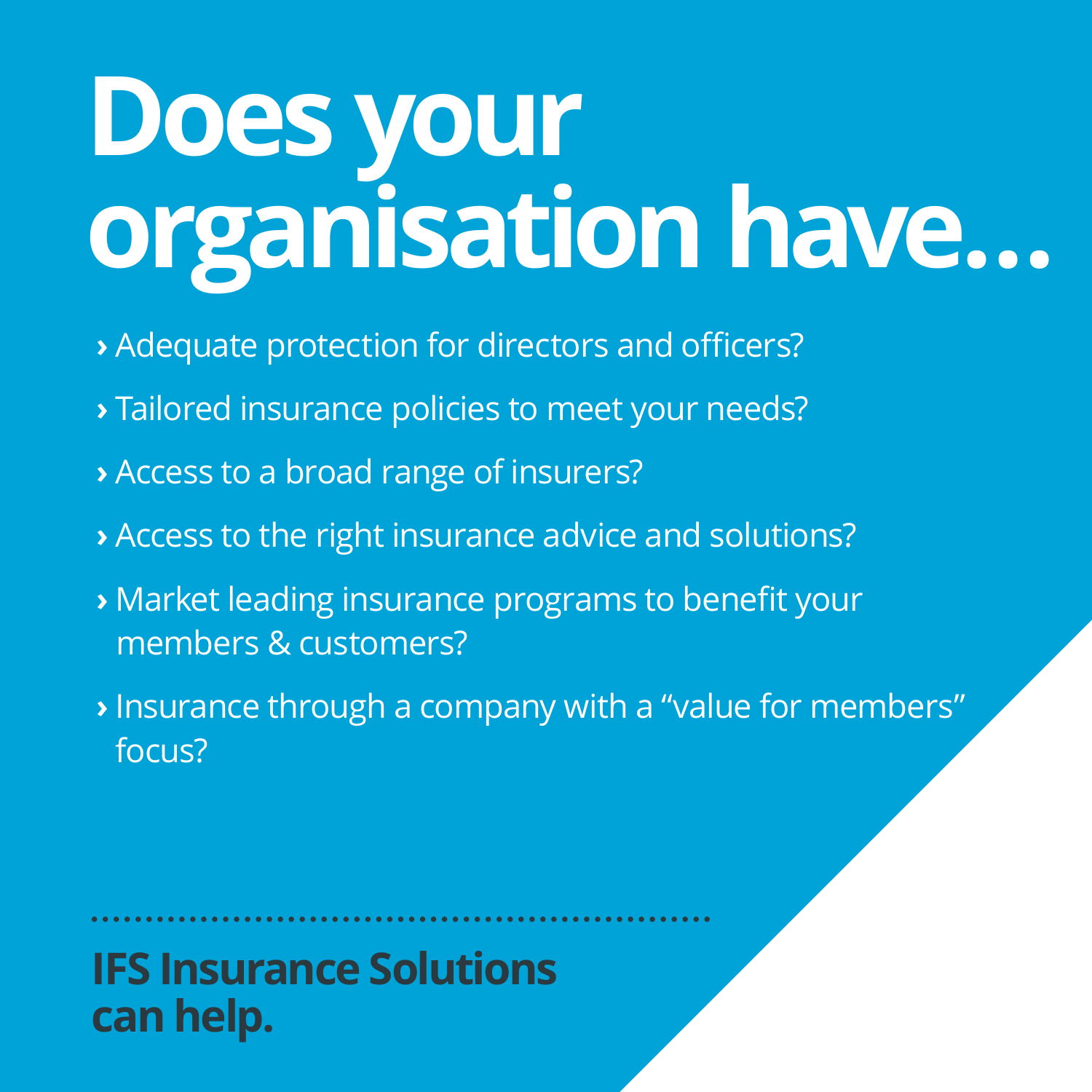# Does your organisation have…

- Adequate protection for directors and officers?
- Tailored insurance policies to meet your needs?
- Access to a broad range of insurers?
- Access to the right insurance advice and solutions?
- Market leading insurance programs to benefit your members & customers?
- Insurance through a company with a "value for members" focus?

**IFS Insurance Solutions can help.**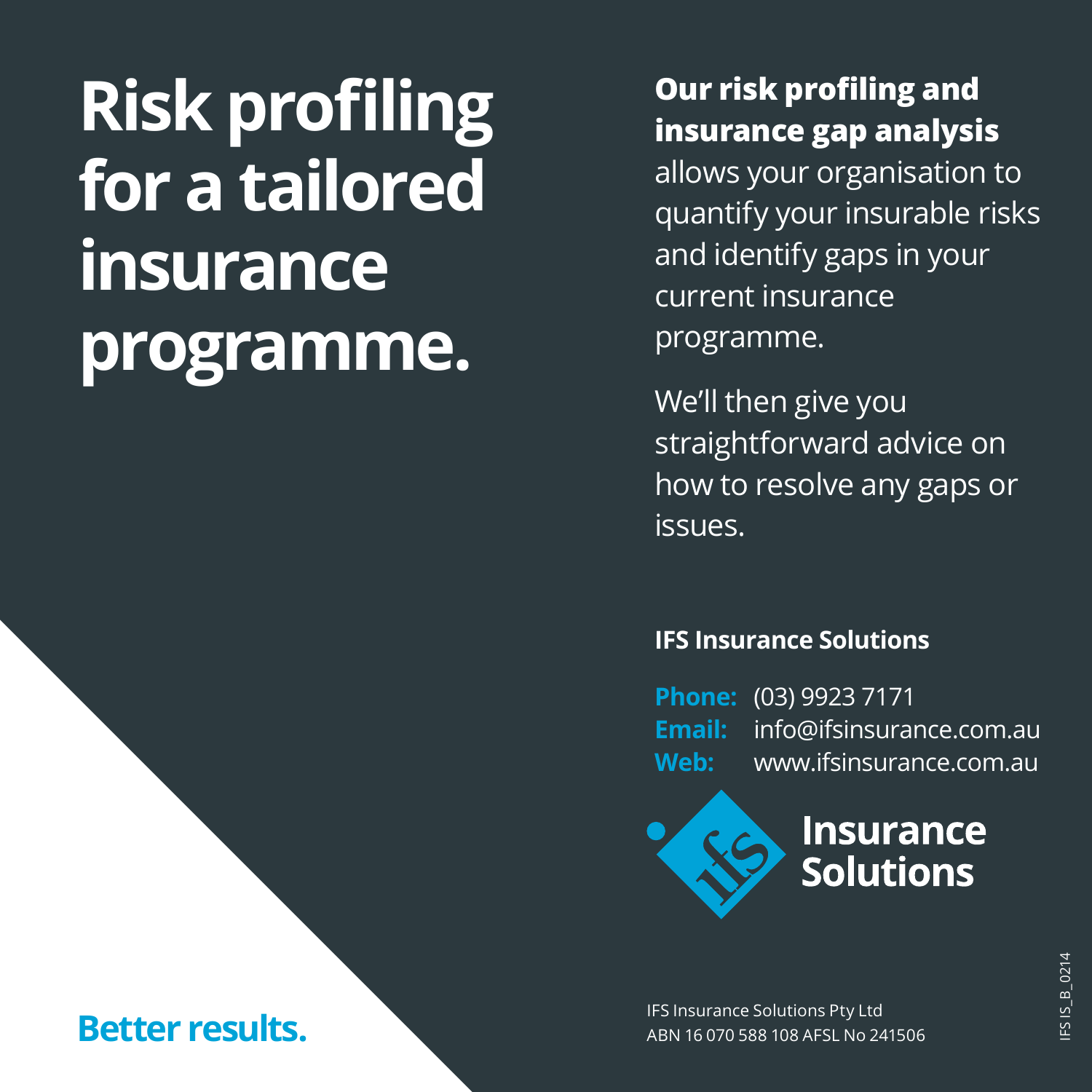# Risk profiling for a tailored insurance programme.

**Our risk profiling and insurance gap analysis** allows your organisation to quantify your insurable risks and identify gaps in your current insurance programme.

We'll then give you straightforward advice on how to resolve any gaps or issues.

**IFS Insurance Solutions**

**Phone:** (03) 9923 7171
**Email:** info@ifsinsurance.com.au
**Web:** www.ifsinsurance.com.au

ifs Insurance Solutions

**Better results.**

IFS Insurance Solutions Pty Ltd
ABN 16 070 588 108 AFSL No 241506

IFS IS_B_0214